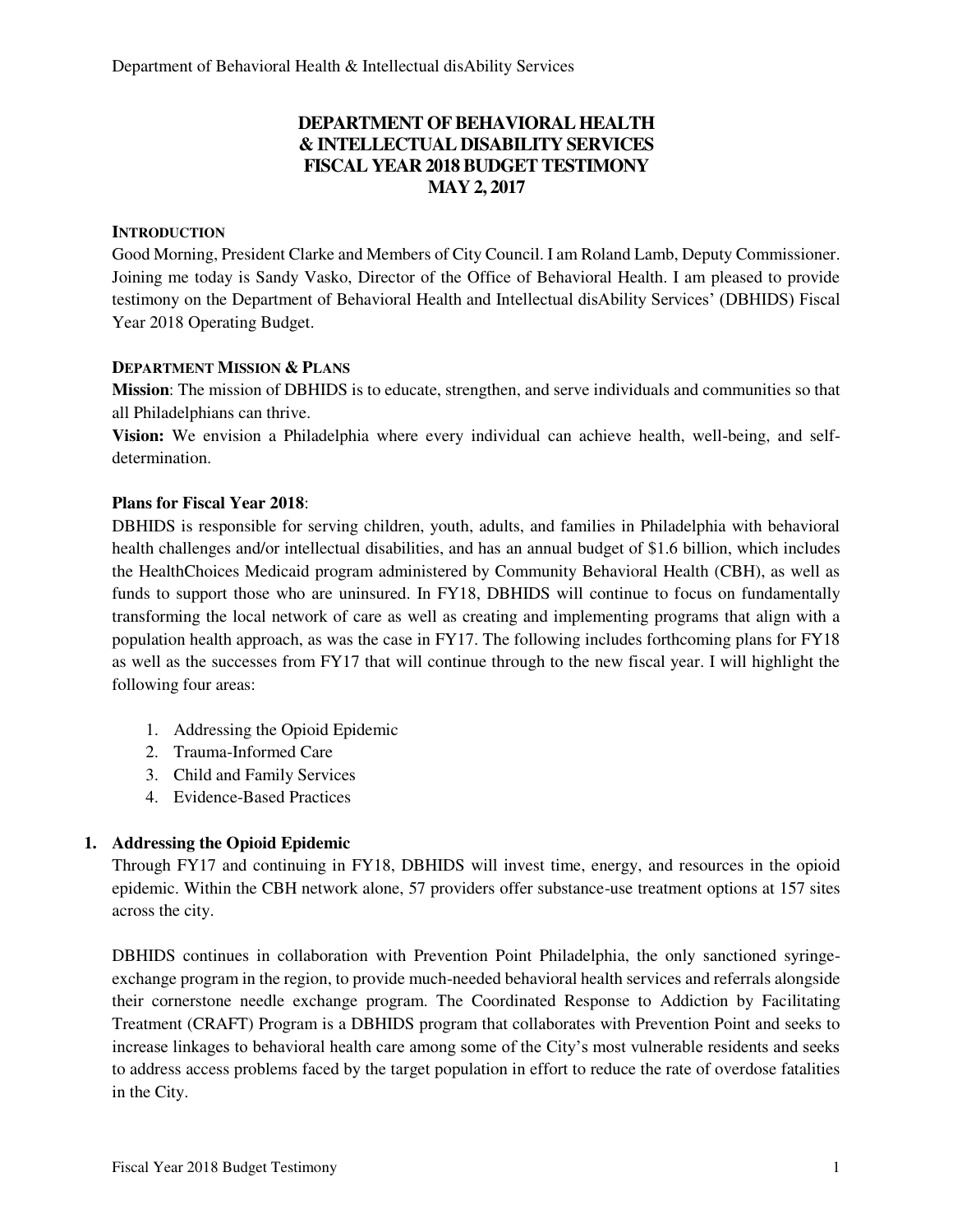# DEPARTMENT OF BEHAVIORAL HEALTH & INTELLECTUAL DISABILITY SERVICES FISCAL YEAR 2018 BUDGET TESTIMONY MAY 2, 2017

## INTRODUCTION

Good Morning, President Clarke and Members of City Council. I am Roland Lamb, Deputy Commissioner. Joining me today is Sandy Vasko, Director of the Office of Behavioral Health. I am pleased to provide testimony on the Department of Behavioral Health and Intellectual disAbility Services' (DBHIDS) Fiscal Year 2018 Operating Budget.

## DEPARTMENT MISSION & PLANS

**Mission**: The mission of DBHIDS is to educate, strengthen, and serve individuals and communities so that all Philadelphians can thrive.

**Vision:** We envision a Philadelphia where every individual can achieve health, well-being, and self-determination.

**Plans for Fiscal Year 2018**:

DBHIDS is responsible for serving children, youth, adults, and families in Philadelphia with behavioral health challenges and/or intellectual disabilities, and has an annual budget of $1.6 billion, which includes the HealthChoices Medicaid program administered by Community Behavioral Health (CBH), as well as funds to support those who are uninsured. In FY18, DBHIDS will continue to focus on fundamentally transforming the local network of care as well as creating and implementing programs that align with a population health approach, as was the case in FY17. The following includes forthcoming plans for FY18 as well as the successes from FY17 that will continue through to the new fiscal year. I will highlight the following four areas:

1. Addressing the Opioid Epidemic
2. Trauma-Informed Care
3. Child and Family Services
4. Evidence-Based Practices

### 1. Addressing the Opioid Epidemic

Through FY17 and continuing in FY18, DBHIDS will invest time, energy, and resources in the opioid epidemic. Within the CBH network alone, 57 providers offer substance-use treatment options at 157 sites across the city.

DBHIDS continues in collaboration with Prevention Point Philadelphia, the only sanctioned syringe-exchange program in the region, to provide much-needed behavioral health services and referrals alongside their cornerstone needle exchange program. The Coordinated Response to Addiction by Facilitating Treatment (CRAFT) Program is a DBHIDS program that collaborates with Prevention Point and seeks to increase linkages to behavioral health care among some of the City's most vulnerable residents and seeks to address access problems faced by the target population in effort to reduce the rate of overdose fatalities in the City.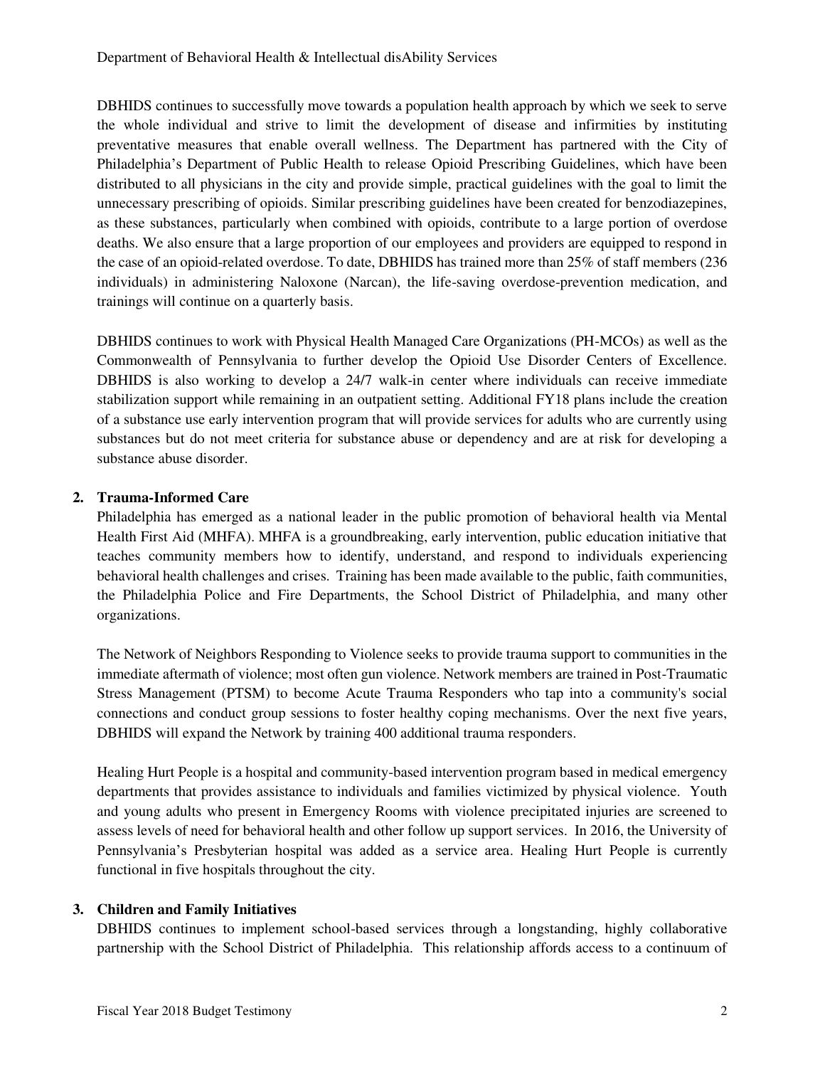DBHIDS continues to successfully move towards a population health approach by which we seek to serve the whole individual and strive to limit the development of disease and infirmities by instituting preventative measures that enable overall wellness. The Department has partnered with the City of Philadelphia's Department of Public Health to release Opioid Prescribing Guidelines, which have been distributed to all physicians in the city and provide simple, practical guidelines with the goal to limit the unnecessary prescribing of opioids. Similar prescribing guidelines have been created for benzodiazepines, as these substances, particularly when combined with opioids, contribute to a large portion of overdose deaths. We also ensure that a large proportion of our employees and providers are equipped to respond in the case of an opioid-related overdose. To date, DBHIDS has trained more than 25% of staff members (236 individuals) in administering Naloxone (Narcan), the life-saving overdose-prevention medication, and trainings will continue on a quarterly basis.

DBHIDS continues to work with Physical Health Managed Care Organizations (PH-MCOs) as well as the Commonwealth of Pennsylvania to further develop the Opioid Use Disorder Centers of Excellence. DBHIDS is also working to develop a 24/7 walk-in center where individuals can receive immediate stabilization support while remaining in an outpatient setting. Additional FY18 plans include the creation of a substance use early intervention program that will provide services for adults who are currently using substances but do not meet criteria for substance abuse or dependency and are at risk for developing a substance abuse disorder.

2. **Trauma-Informed Care**

Philadelphia has emerged as a national leader in the public promotion of behavioral health via Mental Health First Aid (MHFA). MHFA is a groundbreaking, early intervention, public education initiative that teaches community members how to identify, understand, and respond to individuals experiencing behavioral health challenges and crises. Training has been made available to the public, faith communities, the Philadelphia Police and Fire Departments, the School District of Philadelphia, and many other organizations.

The Network of Neighbors Responding to Violence seeks to provide trauma support to communities in the immediate aftermath of violence; most often gun violence. Network members are trained in Post-Traumatic Stress Management (PTSM) to become Acute Trauma Responders who tap into a community's social connections and conduct group sessions to foster healthy coping mechanisms. Over the next five years, DBHIDS will expand the Network by training 400 additional trauma responders.

Healing Hurt People is a hospital and community-based intervention program based in medical emergency departments that provides assistance to individuals and families victimized by physical violence. Youth and young adults who present in Emergency Rooms with violence precipitated injuries are screened to assess levels of need for behavioral health and other follow up support services. In 2016, the University of Pennsylvania's Presbyterian hospital was added as a service area. Healing Hurt People is currently functional in five hospitals throughout the city.

3. **Children and Family Initiatives**

DBHIDS continues to implement school-based services through a longstanding, highly collaborative partnership with the School District of Philadelphia. This relationship affords access to a continuum of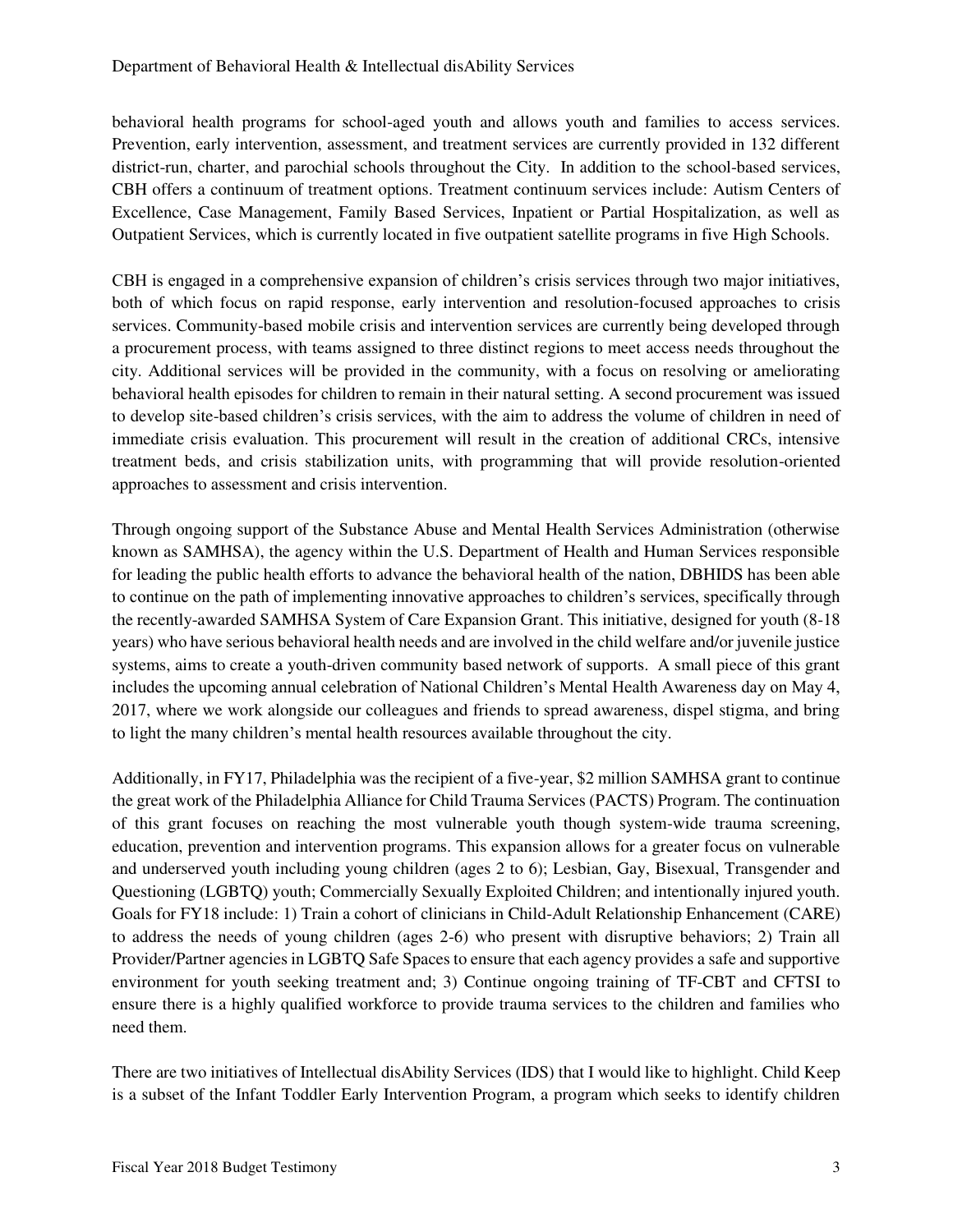behavioral health programs for school-aged youth and allows youth and families to access services. Prevention, early intervention, assessment, and treatment services are currently provided in 132 different district-run, charter, and parochial schools throughout the City. In addition to the school-based services, CBH offers a continuum of treatment options. Treatment continuum services include: Autism Centers of Excellence, Case Management, Family Based Services, Inpatient or Partial Hospitalization, as well as Outpatient Services, which is currently located in five outpatient satellite programs in five High Schools.

CBH is engaged in a comprehensive expansion of children's crisis services through two major initiatives, both of which focus on rapid response, early intervention and resolution-focused approaches to crisis services. Community-based mobile crisis and intervention services are currently being developed through a procurement process, with teams assigned to three distinct regions to meet access needs throughout the city. Additional services will be provided in the community, with a focus on resolving or ameliorating behavioral health episodes for children to remain in their natural setting. A second procurement was issued to develop site-based children's crisis services, with the aim to address the volume of children in need of immediate crisis evaluation. This procurement will result in the creation of additional CRCs, intensive treatment beds, and crisis stabilization units, with programming that will provide resolution-oriented approaches to assessment and crisis intervention.

Through ongoing support of the Substance Abuse and Mental Health Services Administration (otherwise known as SAMHSA), the agency within the U.S. Department of Health and Human Services responsible for leading the public health efforts to advance the behavioral health of the nation, DBHIDS has been able to continue on the path of implementing innovative approaches to children's services, specifically through the recently-awarded SAMHSA System of Care Expansion Grant. This initiative, designed for youth (8-18 years) who have serious behavioral health needs and are involved in the child welfare and/or juvenile justice systems, aims to create a youth-driven community based network of supports. A small piece of this grant includes the upcoming annual celebration of National Children's Mental Health Awareness day on May 4, 2017, where we work alongside our colleagues and friends to spread awareness, dispel stigma, and bring to light the many children's mental health resources available throughout the city.

Additionally, in FY17, Philadelphia was the recipient of a five-year, $2 million SAMHSA grant to continue the great work of the Philadelphia Alliance for Child Trauma Services (PACTS) Program. The continuation of this grant focuses on reaching the most vulnerable youth though system-wide trauma screening, education, prevention and intervention programs. This expansion allows for a greater focus on vulnerable and underserved youth including young children (ages 2 to 6); Lesbian, Gay, Bisexual, Transgender and Questioning (LGBTQ) youth; Commercially Sexually Exploited Children; and intentionally injured youth. Goals for FY18 include: 1) Train a cohort of clinicians in Child-Adult Relationship Enhancement (CARE) to address the needs of young children (ages 2-6) who present with disruptive behaviors; 2) Train all Provider/Partner agencies in LGBTQ Safe Spaces to ensure that each agency provides a safe and supportive environment for youth seeking treatment and; 3) Continue ongoing training of TF-CBT and CFTSI to ensure there is a highly qualified workforce to provide trauma services to the children and families who need them.

There are two initiatives of Intellectual disAbility Services (IDS) that I would like to highlight. Child Keep is a subset of the Infant Toddler Early Intervention Program, a program which seeks to identify children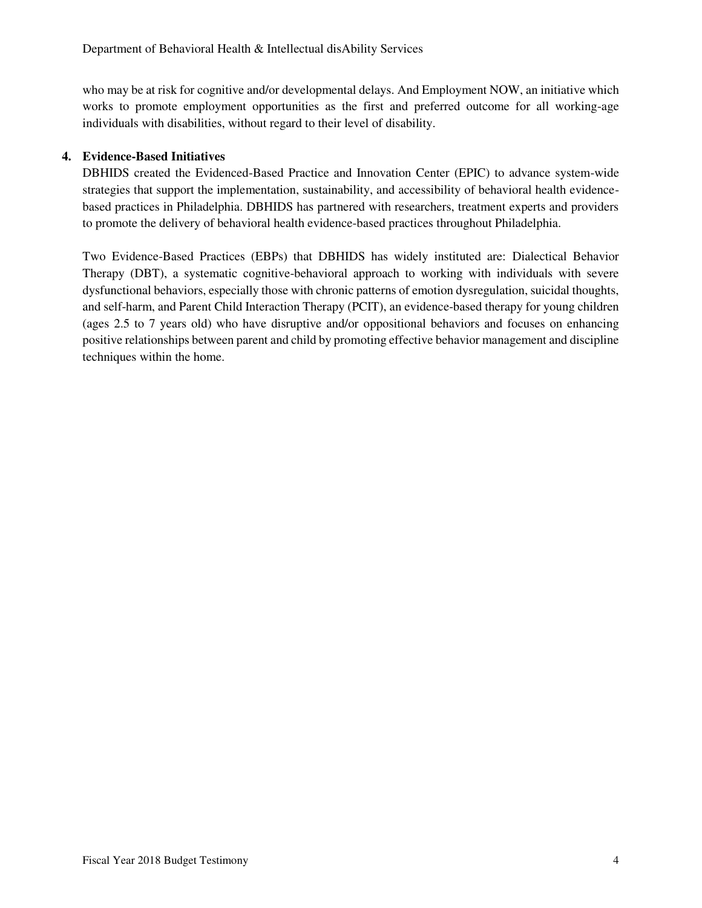who may be at risk for cognitive and/or developmental delays. And Employment NOW, an initiative which works to promote employment opportunities as the first and preferred outcome for all working-age individuals with disabilities, without regard to their level of disability.

4. **Evidence-Based Initiatives**

DBHIDS created the Evidenced-Based Practice and Innovation Center (EPIC) to advance system-wide strategies that support the implementation, sustainability, and accessibility of behavioral health evidence-based practices in Philadelphia. DBHIDS has partnered with researchers, treatment experts and providers to promote the delivery of behavioral health evidence-based practices throughout Philadelphia.

Two Evidence-Based Practices (EBPs) that DBHIDS has widely instituted are: Dialectical Behavior Therapy (DBT), a systematic cognitive-behavioral approach to working with individuals with severe dysfunctional behaviors, especially those with chronic patterns of emotion dysregulation, suicidal thoughts, and self-harm, and Parent Child Interaction Therapy (PCIT), an evidence-based therapy for young children (ages 2.5 to 7 years old) who have disruptive and/or oppositional behaviors and focuses on enhancing positive relationships between parent and child by promoting effective behavior management and discipline techniques within the home.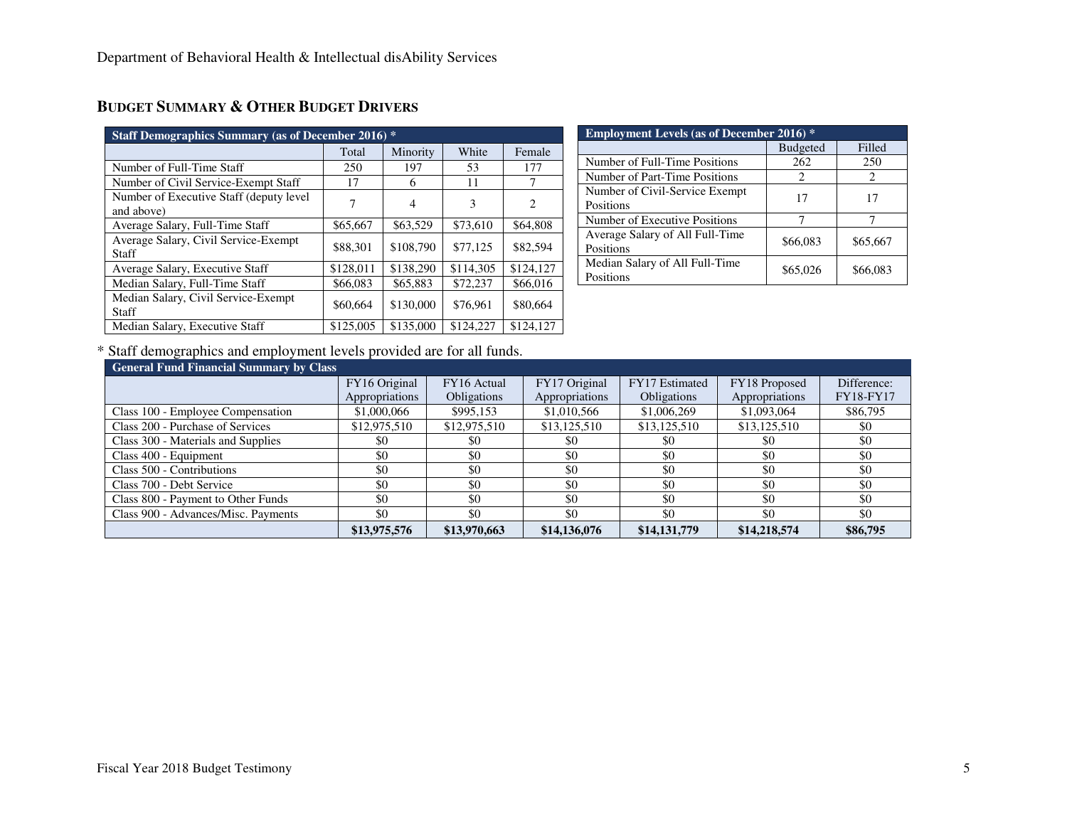## BUDGET SUMMARY & OTHER BUDGET DRIVERS

| Staff Demographics Summary (as of December 2016) * | | | | |
|---|---|---|---|---|
| | Total | Minority | White | Female |
| Number of Full-Time Staff | 250 | 197 | 53 | 177 |
| Number of Civil Service-Exempt Staff | 17 | 6 | 11 | 7 |
| Number of Executive Staff (deputy level and above) | 7 | 4 | 3 | 2 |
| Average Salary, Full-Time Staff | $65,667 | $63,529 | $73,610 | $64,808 |
| Average Salary, Civil Service-Exempt Staff | $88,301 | $108,790 | $77,125 | $82,594 |
| Average Salary, Executive Staff | $128,011 | $138,290 | $114,305 | $124,127 |
| Median Salary, Full-Time Staff | $66,083 | $65,883 | $72,237 | $66,016 |
| Median Salary, Civil Service-Exempt Staff | $60,664 | $130,000 | $76,961 | $80,664 |
| Median Salary, Executive Staff | $125,005 | $135,000 | $124,227 | $124,127 |

| Employment Levels (as of December 2016) * | | |
|---|---|---|
| | Budgeted | Filled |
| Number of Full-Time Positions | 262 | 250 |
| Number of Part-Time Positions | 2 | 2 |
| Number of Civil-Service Exempt Positions | 17 | 17 |
| Number of Executive Positions | 7 | 7 |
| Average Salary of All Full-Time Positions | $66,083 | $65,667 |
| Median Salary of All Full-Time Positions | $65,026 | $66,083 |

* Staff demographics and employment levels provided are for all funds.

| General Fund Financial Summary by Class | | | | | | |
|---|---|---|---|---|---|---|
| | FY16 Original Appropriations | FY16 Actual Obligations | FY17 Original Appropriations | FY17 Estimated Obligations | FY18 Proposed Appropriations | Difference: FY18-FY17 |
| Class 100 - Employee Compensation | $1,000,066 | $995,153 | $1,010,566 | $1,006,269 | $1,093,064 | $86,795 |
| Class 200 - Purchase of Services | $12,975,510 | $12,975,510 | $13,125,510 | $13,125,510 | $13,125,510 | $0 |
| Class 300 - Materials and Supplies | $0 | $0 | $0 | $0 | $0 | $0 |
| Class 400 - Equipment | $0 | $0 | $0 | $0 | $0 | $0 |
| Class 500 - Contributions | $0 | $0 | $0 | $0 | $0 | $0 |
| Class 700 - Debt Service | $0 | $0 | $0 | $0 | $0 | $0 |
| Class 800 - Payment to Other Funds | $0 | $0 | $0 | $0 | $0 | $0 |
| Class 900 - Advances/Misc. Payments | $0 | $0 | $0 | $0 | $0 | $0 |
| | **$13,975,576** | **$13,970,663** | **$14,136,076** | **$14,131,779** | **$14,218,574** | **$86,795** |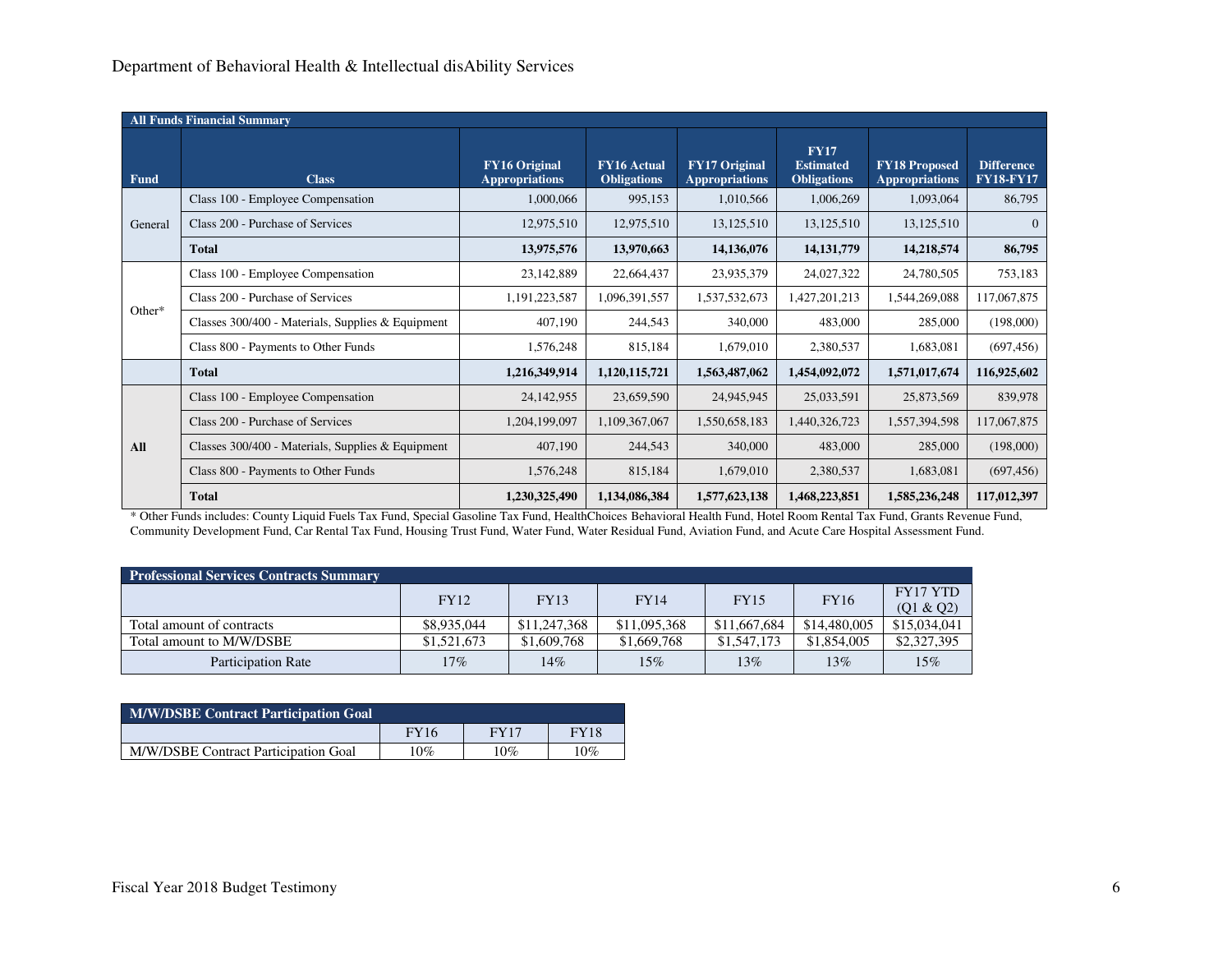| All Funds Financial Summary | | | | | | | |
|---|---|---|---|---|---|---|---|
| **Fund** | **Class** | **FY16 Original Appropriations** | **FY16 Actual Obligations** | **FY17 Original Appropriations** | **FY17 Estimated Obligations** | **FY18 Proposed Appropriations** | **Difference FY18-FY17** |
| General | Class 100 - Employee Compensation | 1,000,066 | 995,153 | 1,010,566 | 1,006,269 | 1,093,064 | 86,795 |
| | Class 200 - Purchase of Services | 12,975,510 | 12,975,510 | 13,125,510 | 13,125,510 | 13,125,510 | 0 |
| | **Total** | **13,975,576** | **13,970,663** | **14,136,076** | **14,131,779** | **14,218,574** | **86,795** |
| Other* | Class 100 - Employee Compensation | 23,142,889 | 22,664,437 | 23,935,379 | 24,027,322 | 24,780,505 | 753,183 |
| | Class 200 - Purchase of Services | 1,191,223,587 | 1,096,391,557 | 1,537,532,673 | 1,427,201,213 | 1,544,269,088 | 117,067,875 |
| | Classes 300/400 - Materials, Supplies & Equipment | 407,190 | 244,543 | 340,000 | 483,000 | 285,000 | (198,000) |
| | Class 800 - Payments to Other Funds | 1,576,248 | 815,184 | 1,679,010 | 2,380,537 | 1,683,081 | (697,456) |
| | **Total** | **1,216,349,914** | **1,120,115,721** | **1,563,487,062** | **1,454,092,072** | **1,571,017,674** | **116,925,602** |
| **All** | Class 100 - Employee Compensation | 24,142,955 | 23,659,590 | 24,945,945 | 25,033,591 | 25,873,569 | 839,978 |
| | Class 200 - Purchase of Services | 1,204,199,097 | 1,109,367,067 | 1,550,658,183 | 1,440,326,723 | 1,557,394,598 | 117,067,875 |
| | Classes 300/400 - Materials, Supplies & Equipment | 407,190 | 244,543 | 340,000 | 483,000 | 285,000 | (198,000) |
| | Class 800 - Payments to Other Funds | 1,576,248 | 815,184 | 1,679,010 | 2,380,537 | 1,683,081 | (697,456) |
| | **Total** | **1,230,325,490** | **1,134,086,384** | **1,577,623,138** | **1,468,223,851** | **1,585,236,248** | **117,012,397** |

* Other Funds includes: County Liquid Fuels Tax Fund, Special Gasoline Tax Fund, HealthChoices Behavioral Health Fund, Hotel Room Rental Tax Fund, Grants Revenue Fund, Community Development Fund, Car Rental Tax Fund, Housing Trust Fund, Water Fund, Water Residual Fund, Aviation Fund, and Acute Care Hospital Assessment Fund.

| Professional Services Contracts Summary | | | | | | |
|---|---|---|---|---|---|---|
| | FY12 | FY13 | FY14 | FY15 | FY16 | FY17 YTD (Q1 & Q2) |
| Total amount of contracts | $8,935,044 | $11,247,368 | $11,095,368 | $11,667,684 | $14,480,005 | $15,034,041 |
| Total amount to M/W/DSBE | $1,521,673 | $1,609,768 | $1,669,768 | $1,547,173 | $1,854,005 | $2,327,395 |
| Participation Rate | 17% | 14% | 15% | 13% | 13% | 15% |

| M/W/DSBE Contract Participation Goal | | | |
|---|---|---|---|
| | FY16 | FY17 | FY18 |
| M/W/DSBE Contract Participation Goal | 10% | 10% | 10% |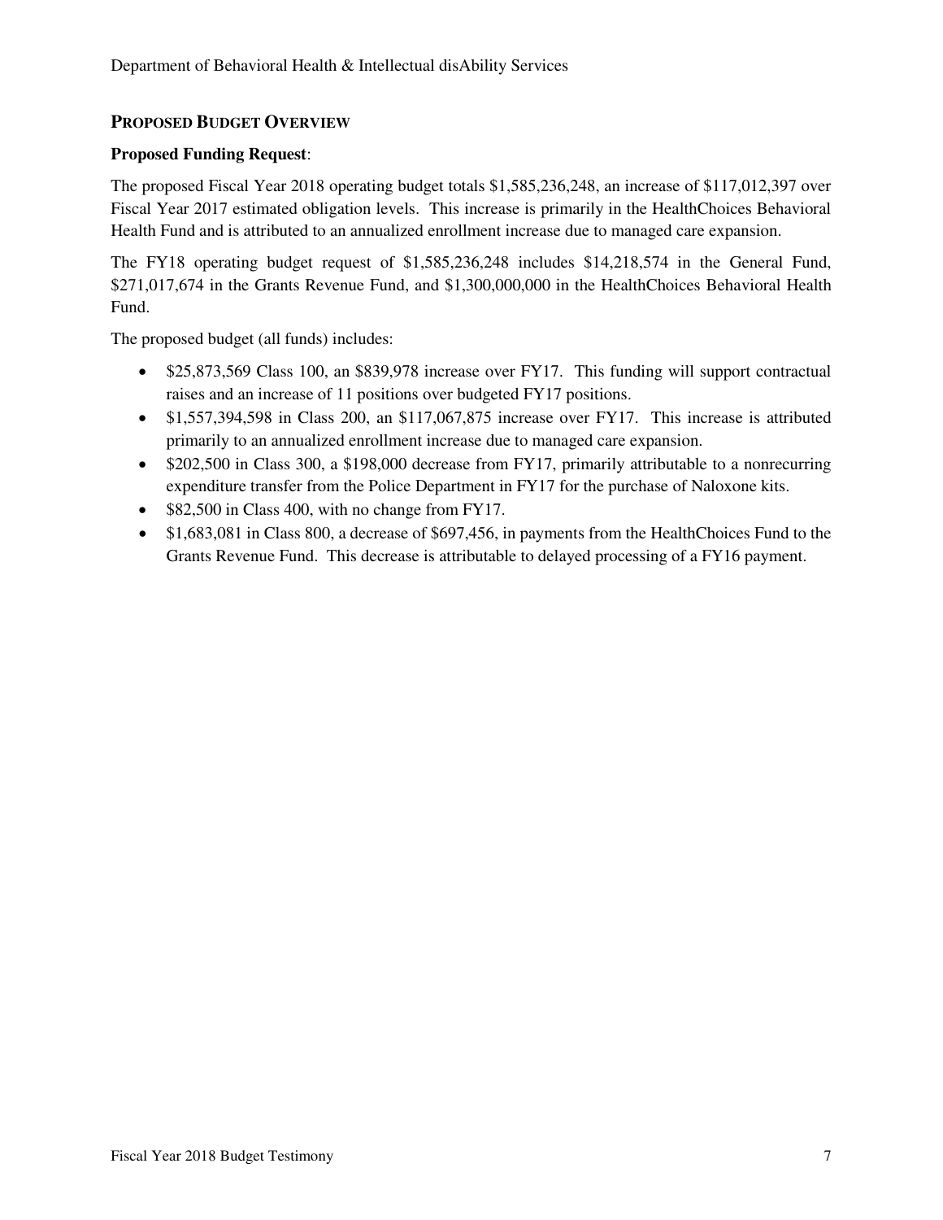## PROPOSED BUDGET OVERVIEW

**Proposed Funding Request**:

The proposed Fiscal Year 2018 operating budget totals $1,585,236,248, an increase of $117,012,397 over Fiscal Year 2017 estimated obligation levels. This increase is primarily in the HealthChoices Behavioral Health Fund and is attributed to an annualized enrollment increase due to managed care expansion.

The FY18 operating budget request of $1,585,236,248 includes $14,218,574 in the General Fund, $271,017,674 in the Grants Revenue Fund, and $1,300,000,000 in the HealthChoices Behavioral Health Fund.

The proposed budget (all funds) includes:

- $25,873,569 Class 100, an $839,978 increase over FY17. This funding will support contractual raises and an increase of 11 positions over budgeted FY17 positions.
- $1,557,394,598 in Class 200, an $117,067,875 increase over FY17. This increase is attributed primarily to an annualized enrollment increase due to managed care expansion.
- $202,500 in Class 300, a $198,000 decrease from FY17, primarily attributable to a nonrecurring expenditure transfer from the Police Department in FY17 for the purchase of Naloxone kits.
- $82,500 in Class 400, with no change from FY17.
- $1,683,081 in Class 800, a decrease of $697,456, in payments from the HealthChoices Fund to the Grants Revenue Fund. This decrease is attributable to delayed processing of a FY16 payment.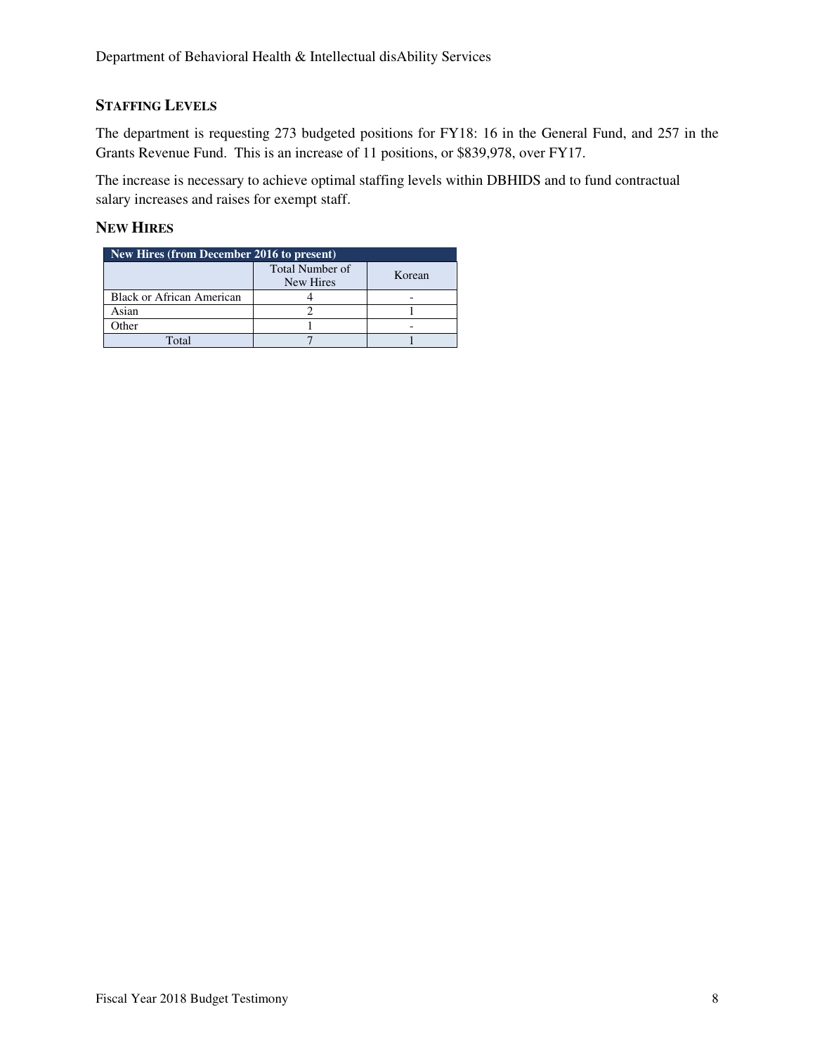## STAFFING LEVELS

The department is requesting 273 budgeted positions for FY18: 16 in the General Fund, and 257 in the Grants Revenue Fund. This is an increase of 11 positions, or $839,978, over FY17.

The increase is necessary to achieve optimal staffing levels within DBHIDS and to fund contractual salary increases and raises for exempt staff.

## NEW HIRES

| New Hires (from December 2016 to present) | | |
|---|---|---|
| | Total Number of New Hires | Korean |
| Black or African American | 4 | - |
| Asian | 2 | 1 |
| Other | 1 | - |
| Total | 7 | 1 |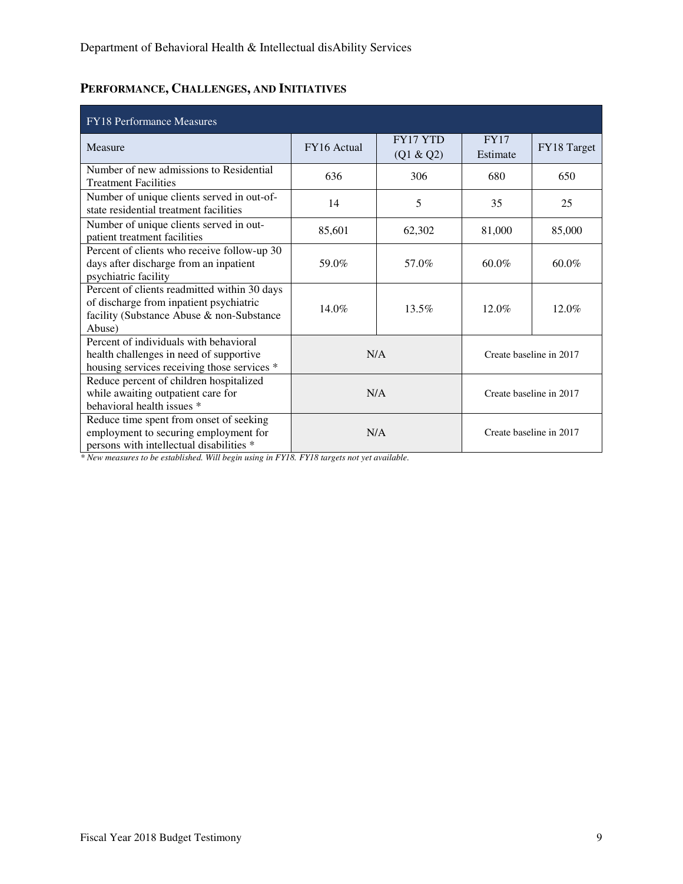## Performance, Challenges, and Initiatives

| FY18 Performance Measures | | | | |
|---|---|---|---|---|
| Measure | FY16 Actual | FY17 YTD (Q1 & Q2) | FY17 Estimate | FY18 Target |
| Number of new admissions to Residential Treatment Facilities | 636 | 306 | 680 | 650 |
| Number of unique clients served in out-of-state residential treatment facilities | 14 | 5 | 35 | 25 |
| Number of unique clients served in out-patient treatment facilities | 85,601 | 62,302 | 81,000 | 85,000 |
| Percent of clients who receive follow-up 30 days after discharge from an inpatient psychiatric facility | 59.0% | 57.0% | 60.0% | 60.0% |
| Percent of clients readmitted within 30 days of discharge from inpatient psychiatric facility (Substance Abuse & non-Substance Abuse) | 14.0% | 13.5% | 12.0% | 12.0% |
| Percent of individuals with behavioral health challenges in need of supportive housing services receiving those services * | N/A | | Create baseline in 2017 | |
| Reduce percent of children hospitalized while awaiting outpatient care for behavioral health issues * | N/A | | Create baseline in 2017 | |
| Reduce time spent from onset of seeking employment to securing employment for persons with intellectual disabilities * | N/A | | Create baseline in 2017 | |

*\* New measures to be established. Will begin using in FY18. FY18 targets not yet available.*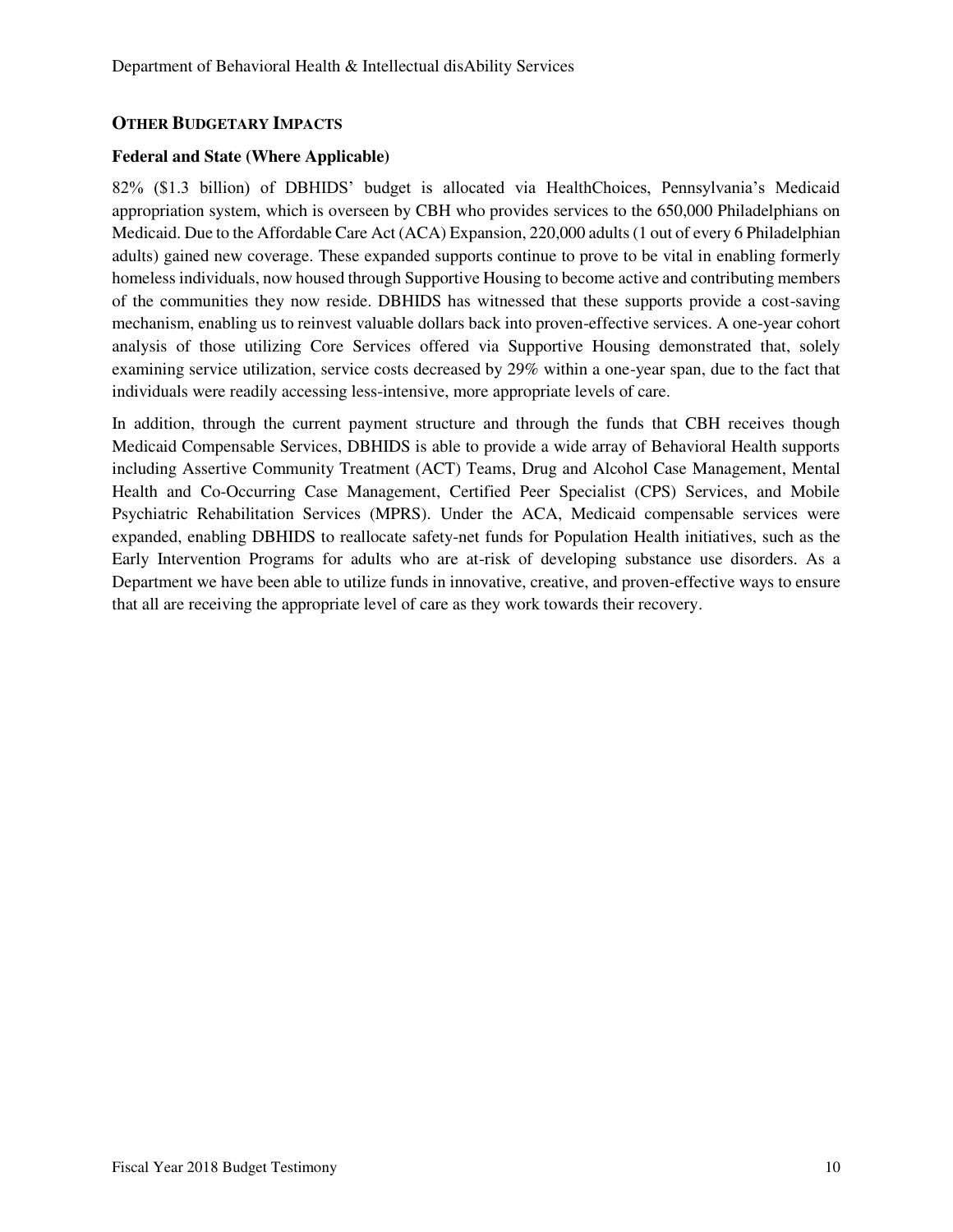## OTHER BUDGETARY IMPACTS

### Federal and State (Where Applicable)

82% ($1.3 billion) of DBHIDS' budget is allocated via HealthChoices, Pennsylvania's Medicaid appropriation system, which is overseen by CBH who provides services to the 650,000 Philadelphians on Medicaid. Due to the Affordable Care Act (ACA) Expansion, 220,000 adults (1 out of every 6 Philadelphian adults) gained new coverage. These expanded supports continue to prove to be vital in enabling formerly homeless individuals, now housed through Supportive Housing to become active and contributing members of the communities they now reside. DBHIDS has witnessed that these supports provide a cost-saving mechanism, enabling us to reinvest valuable dollars back into proven-effective services. A one-year cohort analysis of those utilizing Core Services offered via Supportive Housing demonstrated that, solely examining service utilization, service costs decreased by 29% within a one-year span, due to the fact that individuals were readily accessing less-intensive, more appropriate levels of care.

In addition, through the current payment structure and through the funds that CBH receives though Medicaid Compensable Services, DBHIDS is able to provide a wide array of Behavioral Health supports including Assertive Community Treatment (ACT) Teams, Drug and Alcohol Case Management, Mental Health and Co-Occurring Case Management, Certified Peer Specialist (CPS) Services, and Mobile Psychiatric Rehabilitation Services (MPRS). Under the ACA, Medicaid compensable services were expanded, enabling DBHIDS to reallocate safety-net funds for Population Health initiatives, such as the Early Intervention Programs for adults who are at-risk of developing substance use disorders. As a Department we have been able to utilize funds in innovative, creative, and proven-effective ways to ensure that all are receiving the appropriate level of care as they work towards their recovery.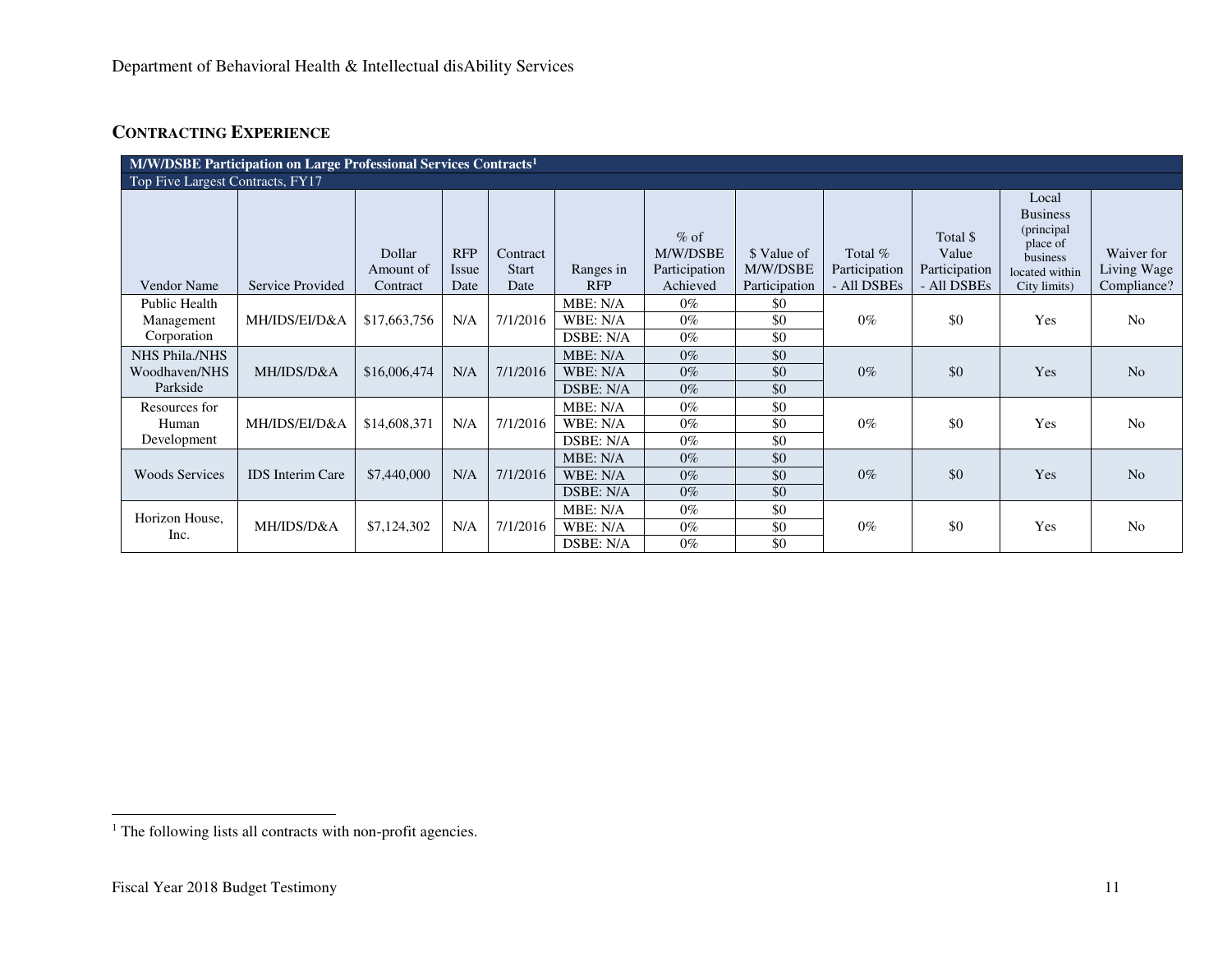## CONTRACTING EXPERIENCE

| M/W/DSBE Participation on Large Professional Services Contracts[1] | | | | | | | | | | | |
|---|---|---|---|---|---|---|---|---|---|---|---|
| Top Five Largest Contracts, FY17 | | | | | | | | | | | |
| Vendor Name | Service Provided | Dollar Amount of Contract | RFP Issue Date | Contract Start Date | Ranges in RFP | % of M/W/DSBE Participation Achieved | $ Value of M/W/DSBE Participation | Total % Participation - All DSBEs | Total $ Value Participation - All DSBEs | Local Business (principal place of business located within City limits) | Waiver for Living Wage Compliance? |
| Public Health Management Corporation | MH/IDS/EI/D&A | $17,663,756 | N/A | 7/1/2016 | MBE: N/A | 0% | $0 | 0% | $0 | Yes | No |
| | | | | | WBE: N/A | 0% | $0 | | | | |
| | | | | | DSBE: N/A | 0% | $0 | | | | |
| NHS Phila./NHS Woodhaven/NHS Parkside | MH/IDS/D&A | $16,006,474 | N/A | 7/1/2016 | MBE: N/A | 0% | $0 | 0% | $0 | Yes | No |
| | | | | | WBE: N/A | 0% | $0 | | | | |
| | | | | | DSBE: N/A | 0% | $0 | | | | |
| Resources for Human Development | MH/IDS/EI/D&A | $14,608,371 | N/A | 7/1/2016 | MBE: N/A | 0% | $0 | 0% | $0 | Yes | No |
| | | | | | WBE: N/A | 0% | $0 | | | | |
| | | | | | DSBE: N/A | 0% | $0 | | | | |
| Woods Services | IDS Interim Care | $7,440,000 | N/A | 7/1/2016 | MBE: N/A | 0% | $0 | 0% | $0 | Yes | No |
| | | | | | WBE: N/A | 0% | $0 | | | | |
| | | | | | DSBE: N/A | 0% | $0 | | | | |
| Horizon House, Inc. | MH/IDS/D&A | $7,124,302 | N/A | 7/1/2016 | MBE: N/A | 0% | $0 | 0% | $0 | Yes | No |
| | | | | | WBE: N/A | 0% | $0 | | | | |
| | | | | | DSBE: N/A | 0% | $0 | | | | |

[1] The following lists all contracts with non-profit agencies.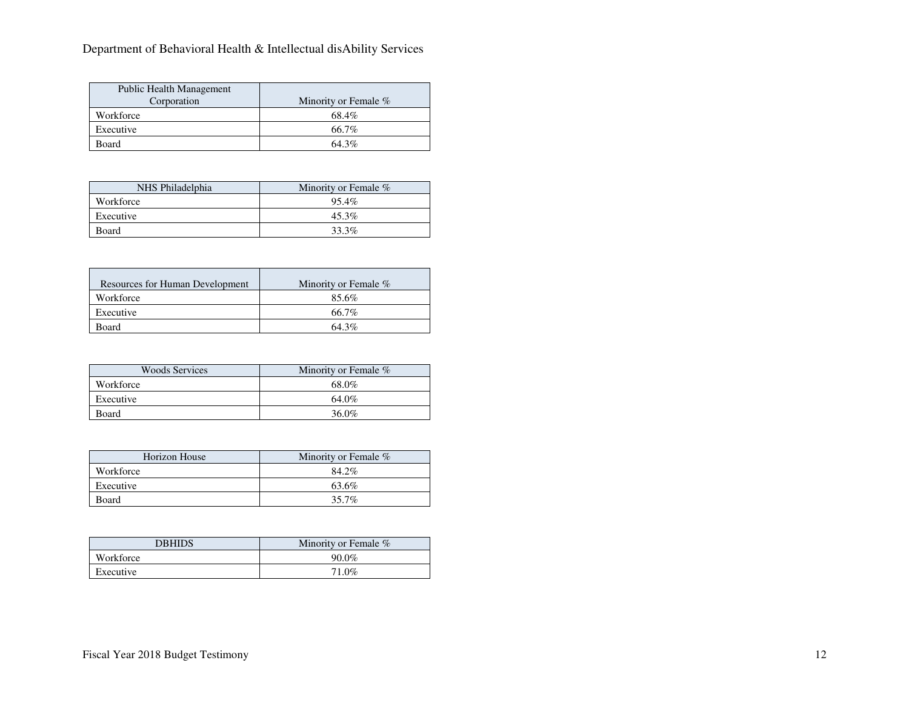Department of Behavioral Health & Intellectual disAbility Services

| Public Health Management Corporation | Minority or Female % |
|---|---|
| Workforce | 68.4% |
| Executive | 66.7% |
| Board | 64.3% |

| NHS Philadelphia | Minority or Female % |
|---|---|
| Workforce | 95.4% |
| Executive | 45.3% |
| Board | 33.3% |

| Resources for Human Development | Minority or Female % |
|---|---|
| Workforce | 85.6% |
| Executive | 66.7% |
| Board | 64.3% |

| Woods Services | Minority or Female % |
|---|---|
| Workforce | 68.0% |
| Executive | 64.0% |
| Board | 36.0% |

| Horizon House | Minority or Female % |
|---|---|
| Workforce | 84.2% |
| Executive | 63.6% |
| Board | 35.7% |

| DBHIDS | Minority or Female % |
|---|---|
| Workforce | 90.0% |
| Executive | 71.0% |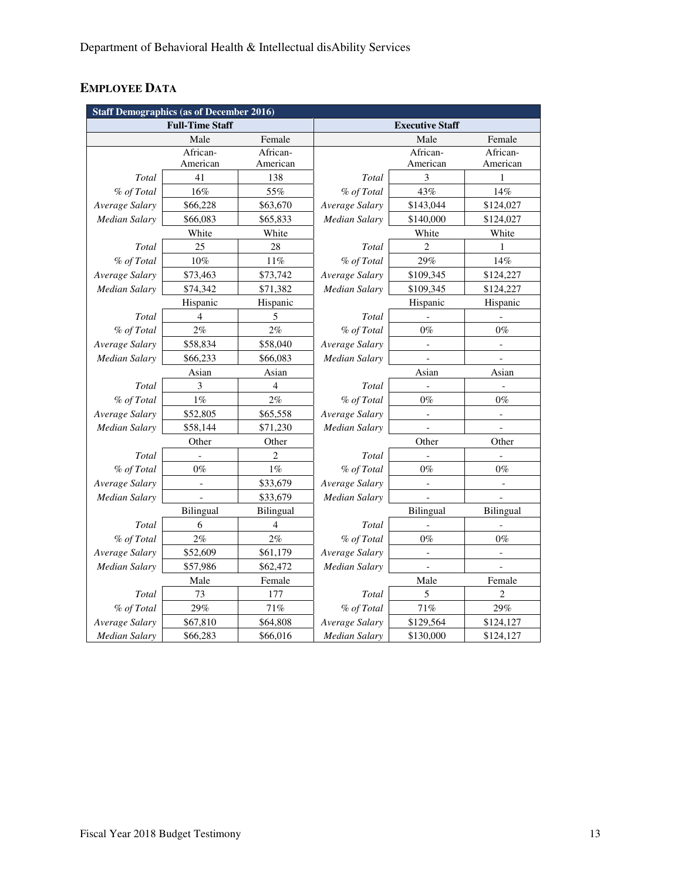## EMPLOYEE DATA

| Staff Demographics (as of December 2016) | | | | | |
|---|---|---|---|---|---|
| Full-Time Staff | | | Executive Staff | | |
| | Male | Female | | Male | Female |
| | African-American | African-American | | African-American | African-American |
| *Total* | 41 | 138 | *Total* | 3 | 1 |
| *% of Total* | 16% | 55% | *% of Total* | 43% | 14% |
| *Average Salary* | $66,228 | $63,670 | *Average Salary* | $143,044 | $124,027 |
| *Median Salary* | $66,083 | $65,833 | *Median Salary* | $140,000 | $124,027 |
| | White | White | | White | White |
| *Total* | 25 | 28 | *Total* | 2 | 1 |
| *% of Total* | 10% | 11% | *% of Total* | 29% | 14% |
| *Average Salary* | $73,463 | $73,742 | *Average Salary* | $109,345 | $124,227 |
| *Median Salary* | $74,342 | $71,382 | *Median Salary* | $109,345 | $124,227 |
| | Hispanic | Hispanic | | Hispanic | Hispanic |
| *Total* | 4 | 5 | *Total* | - | - |
| *% of Total* | 2% | 2% | *% of Total* | 0% | 0% |
| *Average Salary* | $58,834 | $58,040 | *Average Salary* | - | - |
| *Median Salary* | $66,233 | $66,083 | *Median Salary* | - | - |
| | Asian | Asian | | Asian | Asian |
| *Total* | 3 | 4 | *Total* | - | - |
| *% of Total* | 1% | 2% | *% of Total* | 0% | 0% |
| *Average Salary* | $52,805 | $65,558 | *Average Salary* | - | - |
| *Median Salary* | $58,144 | $71,230 | *Median Salary* | - | - |
| | Other | Other | | Other | Other |
| *Total* | - | 2 | *Total* | - | - |
| *% of Total* | 0% | 1% | *% of Total* | 0% | 0% |
| *Average Salary* | - | $33,679 | *Average Salary* | - | - |
| *Median Salary* | - | $33,679 | *Median Salary* | - | - |
| | Bilingual | Bilingual | | Bilingual | Bilingual |
| *Total* | 6 | 4 | *Total* | - | - |
| *% of Total* | 2% | 2% | *% of Total* | 0% | 0% |
| *Average Salary* | $52,609 | $61,179 | *Average Salary* | - | - |
| *Median Salary* | $57,986 | $62,472 | *Median Salary* | - | - |
| | Male | Female | | Male | Female |
| *Total* | 73 | 177 | *Total* | 5 | 2 |
| *% of Total* | 29% | 71% | *% of Total* | 71% | 29% |
| *Average Salary* | $67,810 | $64,808 | *Average Salary* | $129,564 | $124,127 |
| *Median Salary* | $66,283 | $66,016 | *Median Salary* | $130,000 | $124,127 |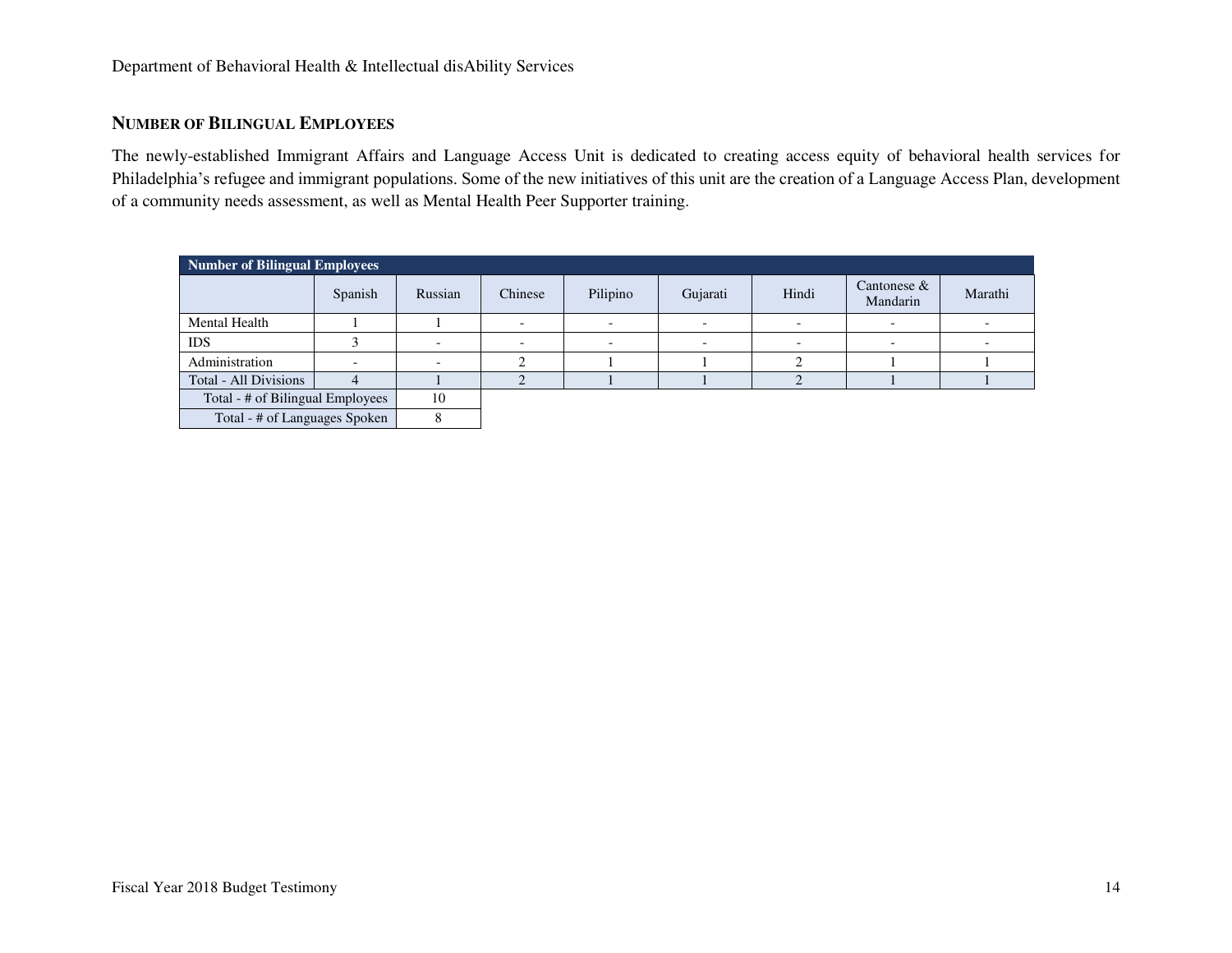## NUMBER OF BILINGUAL EMPLOYEES

The newly-established Immigrant Affairs and Language Access Unit is dedicated to creating access equity of behavioral health services for Philadelphia's refugee and immigrant populations. Some of the new initiatives of this unit are the creation of a Language Access Plan, development of a community needs assessment, as well as Mental Health Peer Supporter training.

| Number of Bilingual Employees | | | | | | | | |
|---|---|---|---|---|---|---|---|---|
| | Spanish | Russian | Chinese | Pilipino | Gujarati | Hindi | Cantonese & Mandarin | Marathi |
| Mental Health | 1 | 1 | - | - | - | - | - | - |
| IDS | 3 | - | - | - | - | - | - | - |
| Administration | - | - | 2 | 1 | 1 | 2 | 1 | 1 |
| Total - All Divisions | 4 | 1 | 2 | 1 | 1 | 2 | 1 | 1 |
| Total - # of Bilingual Employees | | 10 | | | | | | |
| Total - # of Languages Spoken | | 8 | | | | | | |